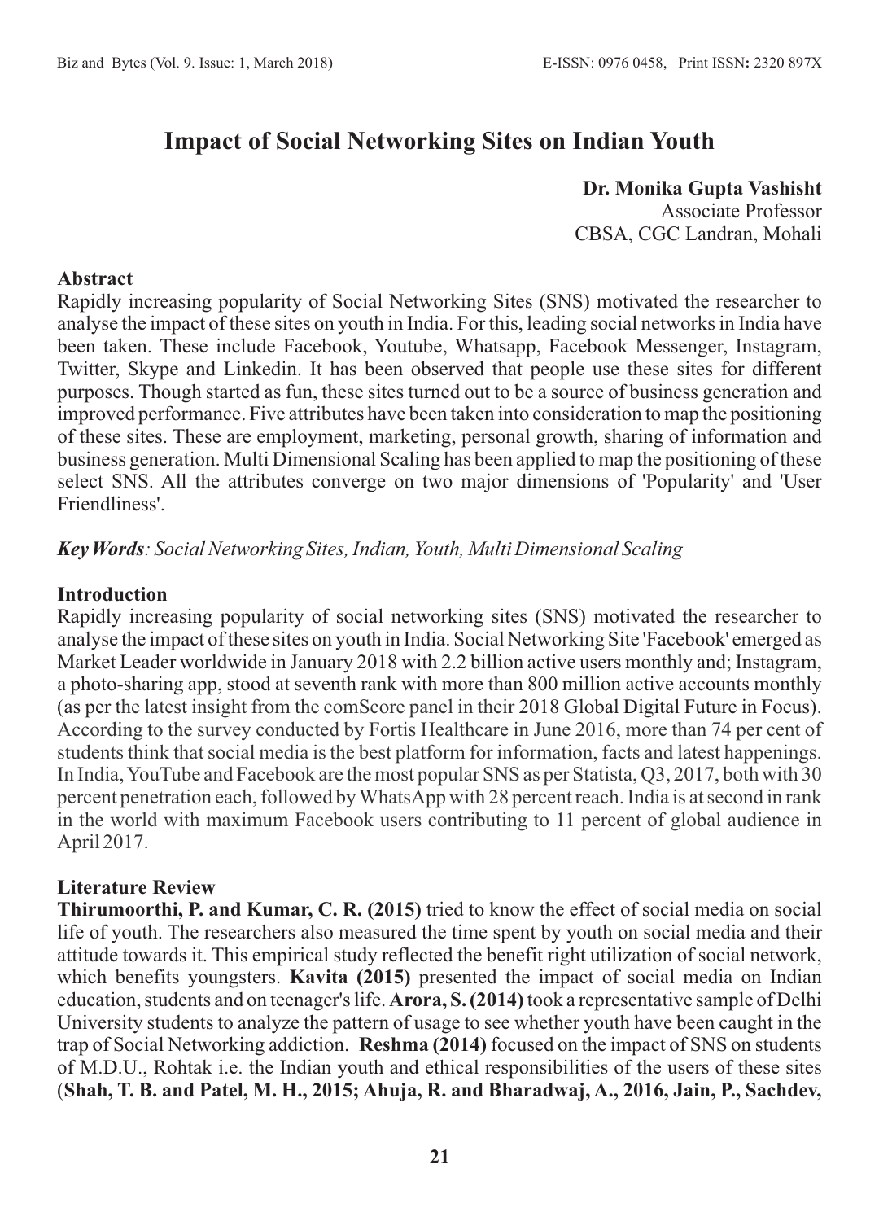# Impact of Social Networking Sites on Indian Youth

**Dr. Monika Gupta Vashisht**
Associate Professor
CBSA, CGC Landran, Mohali

## Abstract

Rapidly increasing popularity of Social Networking Sites (SNS) motivated the researcher to analyse the impact of these sites on youth in India. For this, leading social networks in India have been taken. These include Facebook, Youtube, Whatsapp, Facebook Messenger, Instagram, Twitter, Skype and Linkedin. It has been observed that people use these sites for different purposes. Though started as fun, these sites turned out to be a source of business generation and improved performance. Five attributes have been taken into consideration to map the positioning of these sites. These are employment, marketing, personal growth, sharing of information and business generation. Multi Dimensional Scaling has been applied to map the positioning of these select SNS. All the attributes converge on two major dimensions of 'Popularity' and 'User Friendliness'.

***Key Words****: Social Networking Sites, Indian, Youth, Multi Dimensional Scaling*

## Introduction

Rapidly increasing popularity of social networking sites (SNS) motivated the researcher to analyse the impact of these sites on youth in India. Social Networking Site 'Facebook' emerged as Market Leader worldwide in January 2018 with 2.2 billion active users monthly and; Instagram, a photo-sharing app, stood at seventh rank with more than 800 million active accounts monthly (as per the latest insight from the comScore panel in their 2018 Global Digital Future in Focus). According to the survey conducted by Fortis Healthcare in June 2016, more than 74 per cent of students think that social media is the best platform for information, facts and latest happenings. In India, YouTube and Facebook are the most popular SNS as per Statista, Q3, 2017, both with 30 percent penetration each, followed by WhatsApp with 28 percent reach. India is at second in rank in the world with maximum Facebook users contributing to 11 percent of global audience in April 2017.

## Literature Review

**Thirumoorthi, P. and Kumar, C. R. (2015)** tried to know the effect of social media on social life of youth. The researchers also measured the time spent by youth on social media and their attitude towards it. This empirical study reflected the benefit right utilization of social network, which benefits youngsters. **Kavita (2015)** presented the impact of social media on Indian education, students and on teenager's life. **Arora, S. (2014)** took a representative sample of Delhi University students to analyze the pattern of usage to see whether youth have been caught in the trap of Social Networking addiction. **Reshma (2014)** focused on the impact of SNS on students of M.D.U., Rohtak i.e. the Indian youth and ethical responsibilities of the users of these sites (**Shah, T. B. and Patel, M. H., 2015; Ahuja, R. and Bharadwaj, A., 2016, Jain, P., Sachdev,**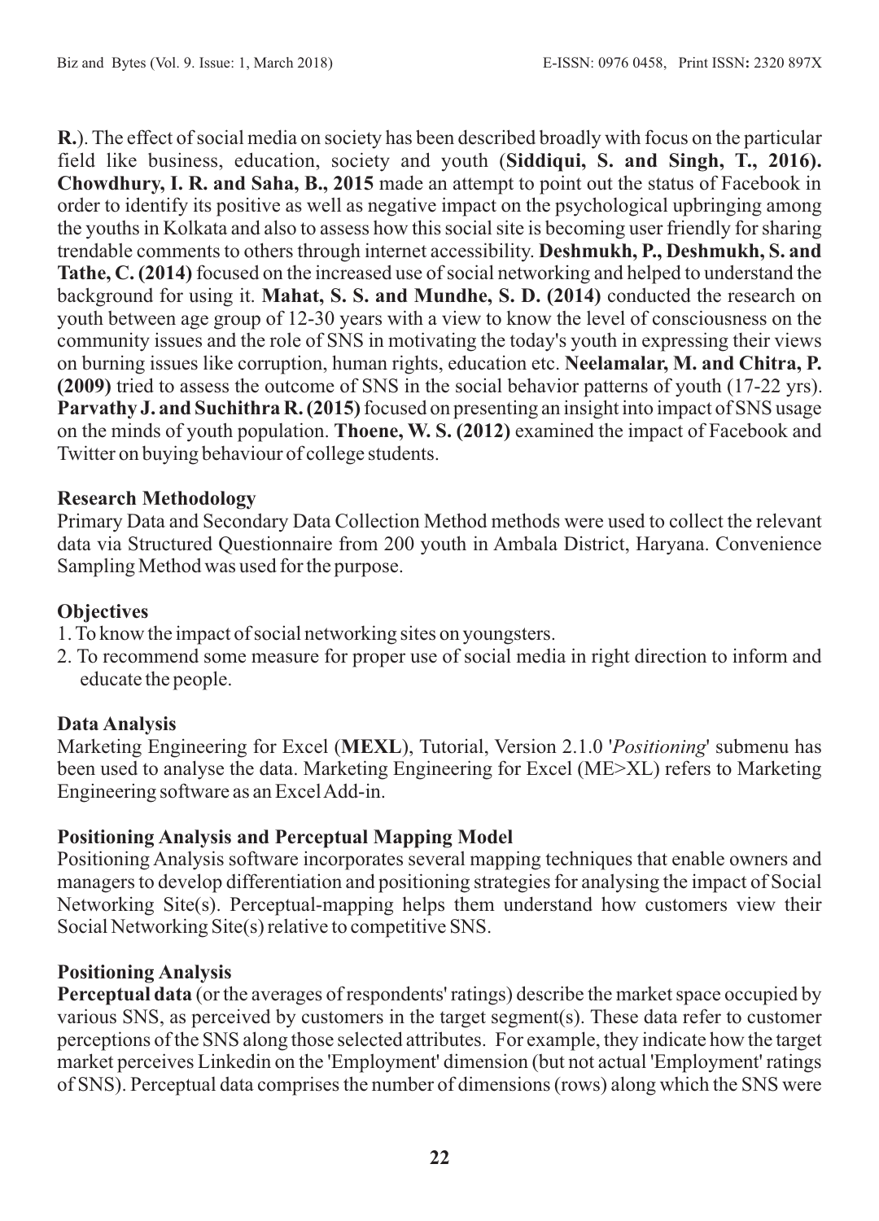**R.**). The effect of social media on society has been described broadly with focus on the particular field like business, education, society and youth (**Siddiqui, S. and Singh, T., 2016). Chowdhury, I. R. and Saha, B., 2015** made an attempt to point out the status of Facebook in order to identify its positive as well as negative impact on the psychological upbringing among the youths in Kolkata and also to assess how this social site is becoming user friendly for sharing trendable comments to others through internet accessibility. **Deshmukh, P., Deshmukh, S. and Tathe, C. (2014)** focused on the increased use of social networking and helped to understand the background for using it. **Mahat, S. S. and Mundhe, S. D. (2014)** conducted the research on youth between age group of 12-30 years with a view to know the level of consciousness on the community issues and the role of SNS in motivating the today's youth in expressing their views on burning issues like corruption, human rights, education etc. **Neelamalar, M. and Chitra, P. (2009)** tried to assess the outcome of SNS in the social behavior patterns of youth (17-22 yrs). **Parvathy J. and Suchithra R. (2015)** focused on presenting an insight into impact of SNS usage on the minds of youth population. **Thoene, W. S. (2012)** examined the impact of Facebook and Twitter on buying behaviour of college students.

### Research Methodology

Primary Data and Secondary Data Collection Method methods were used to collect the relevant data via Structured Questionnaire from 200 youth in Ambala District, Haryana. Convenience Sampling Method was used for the purpose.

### Objectives

1. To know the impact of social networking sites on youngsters.
2. To recommend some measure for proper use of social media in right direction to inform and educate the people.

### Data Analysis

Marketing Engineering for Excel (**MEXL**), Tutorial, Version 2.1.0 '*Positioning*' submenu has been used to analyse the data. Marketing Engineering for Excel (ME>XL) refers to Marketing Engineering software as an Excel Add-in.

### Positioning Analysis and Perceptual Mapping Model

Positioning Analysis software incorporates several mapping techniques that enable owners and managers to develop differentiation and positioning strategies for analysing the impact of Social Networking Site(s). Perceptual-mapping helps them understand how customers view their Social Networking Site(s) relative to competitive SNS.

### Positioning Analysis

**Perceptual data** (or the averages of respondents' ratings) describe the market space occupied by various SNS, as perceived by customers in the target segment(s). These data refer to customer perceptions of the SNS along those selected attributes. For example, they indicate how the target market perceives Linkedin on the 'Employment' dimension (but not actual 'Employment' ratings of SNS). Perceptual data comprises the number of dimensions (rows) along which the SNS were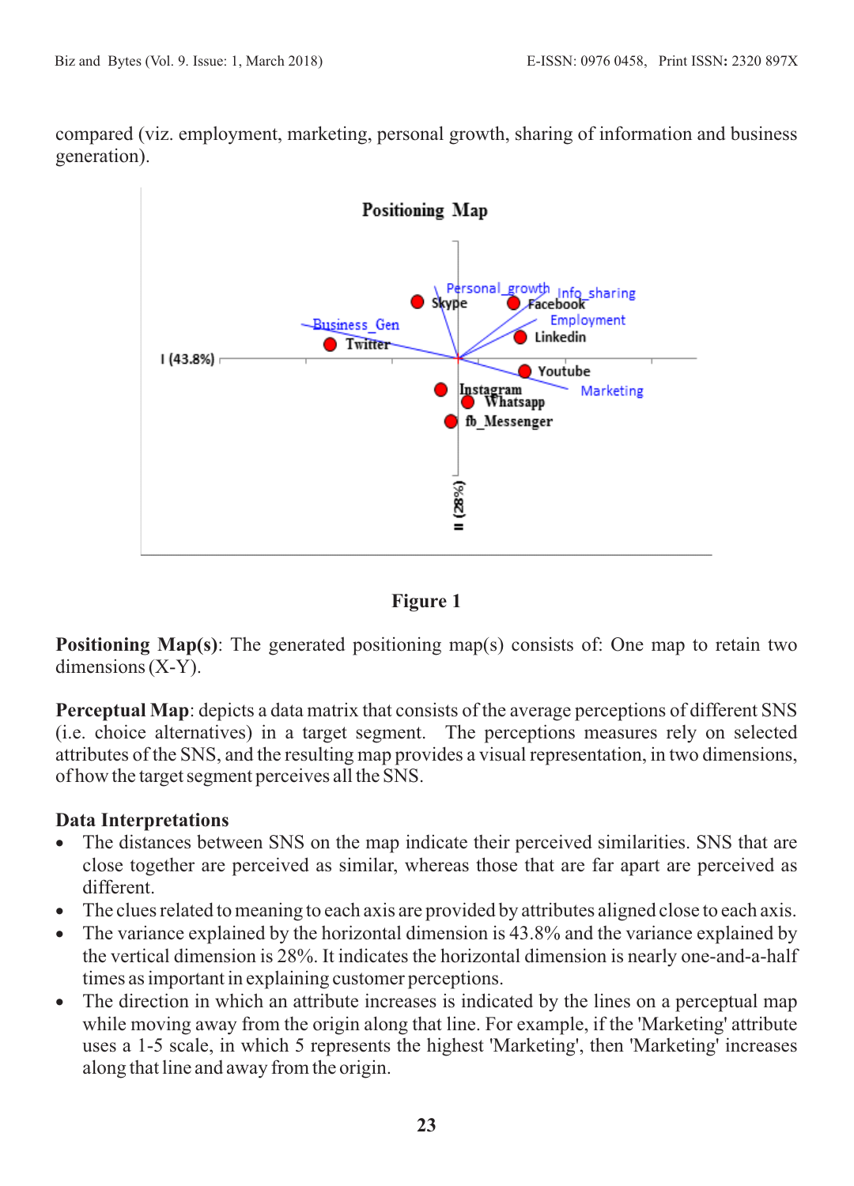compared (viz. employment, marketing, personal growth, sharing of information and business generation).

Figure 1

**Positioning Map(s)**: The generated positioning map(s) consists of: One map to retain two dimensions (X-Y).

**Perceptual Map**: depicts a data matrix that consists of the average perceptions of different SNS (i.e. choice alternatives) in a target segment. The perceptions measures rely on selected attributes of the SNS, and the resulting map provides a visual representation, in two dimensions, of how the target segment perceives all the SNS.

**Data Interpretations**

- The distances between SNS on the map indicate their perceived similarities. SNS that are close together are perceived as similar, whereas those that are far apart are perceived as different.
- The clues related to meaning to each axis are provided by attributes aligned close to each axis.
- The variance explained by the horizontal dimension is 43.8% and the variance explained by the vertical dimension is 28%. It indicates the horizontal dimension is nearly one-and-a-half times as important in explaining customer perceptions.
- The direction in which an attribute increases is indicated by the lines on a perceptual map while moving away from the origin along that line. For example, if the 'Marketing' attribute uses a 1-5 scale, in which 5 represents the highest 'Marketing', then 'Marketing' increases along that line and away from the origin.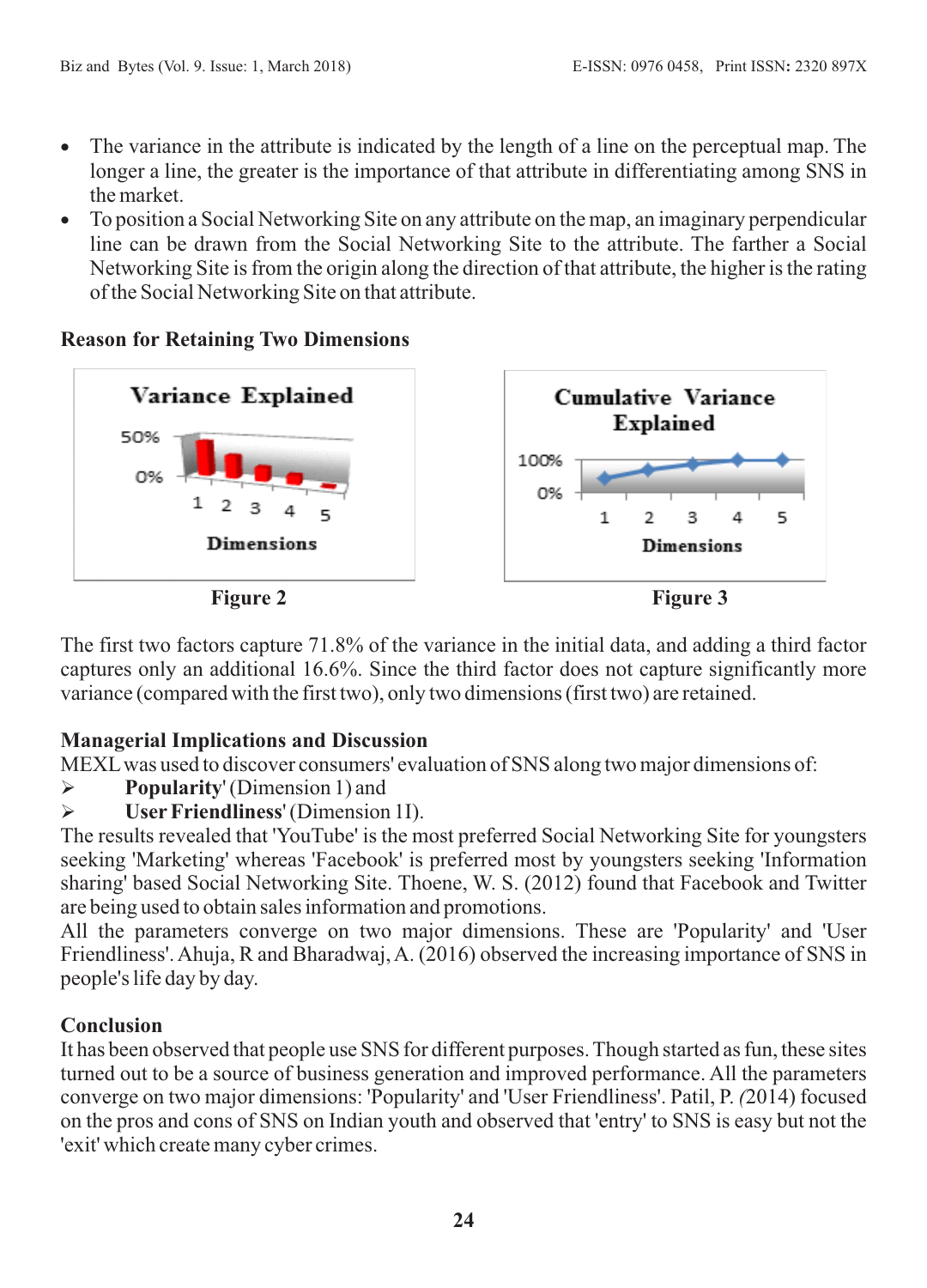- The variance in the attribute is indicated by the length of a line on the perceptual map. The longer a line, the greater is the importance of that attribute in differentiating among SNS in the market.
- To position a Social Networking Site on any attribute on the map, an imaginary perpendicular line can be drawn from the Social Networking Site to the attribute. The farther a Social Networking Site is from the origin along the direction of that attribute, the higher is the rating of the Social Networking Site on that attribute.

### Reason for Retaining Two Dimensions

Figure 2

Figure 3

The first two factors capture 71.8% of the variance in the initial data, and adding a third factor captures only an additional 16.6%. Since the third factor does not capture significantly more variance (compared with the first two), only two dimensions (first two) are retained.

### Managerial Implications and Discussion

MEXL was used to discover consumers' evaluation of SNS along two major dimensions of:

- **Popularity**' (Dimension 1) and
- **User Friendliness**' (Dimension 1I).

The results revealed that 'YouTube' is the most preferred Social Networking Site for youngsters seeking 'Marketing' whereas 'Facebook' is preferred most by youngsters seeking 'Information sharing' based Social Networking Site. Thoene, W. S. (2012) found that Facebook and Twitter are being used to obtain sales information and promotions.

All the parameters converge on two major dimensions. These are 'Popularity' and 'User Friendliness'. Ahuja, R and Bharadwaj, A. (2016) observed the increasing importance of SNS in people's life day by day.

### Conclusion

It has been observed that people use SNS for different purposes. Though started as fun, these sites turned out to be a source of business generation and improved performance. All the parameters converge on two major dimensions: 'Popularity' and 'User Friendliness'. Patil, P. *(*2014) focused on the pros and cons of SNS on Indian youth and observed that 'entry' to SNS is easy but not the 'exit' which create many cyber crimes.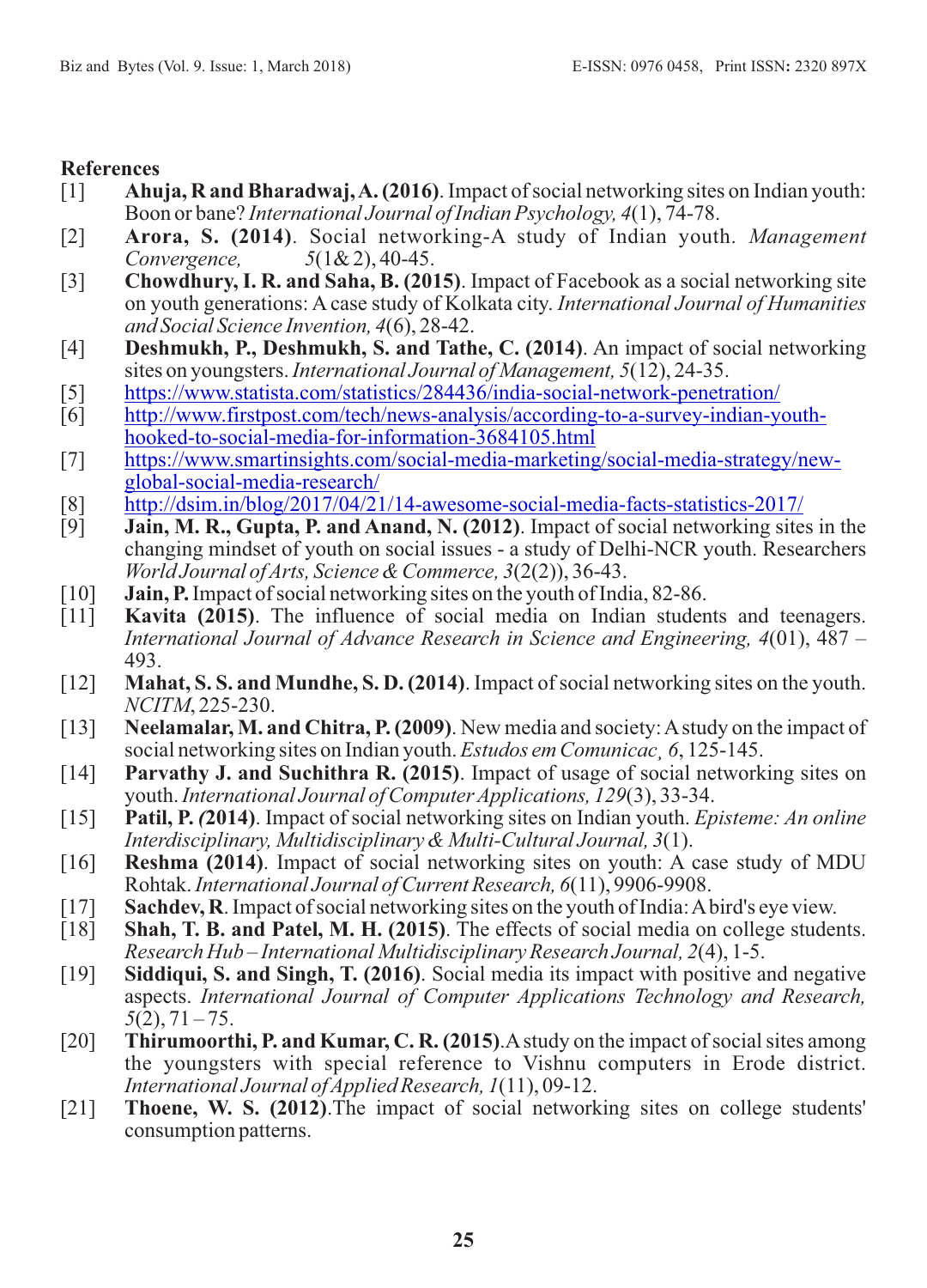## References

[1] **Ahuja, R and Bharadwaj, A. (2016)**. Impact of social networking sites on Indian youth: Boon or bane? *International Journal of Indian Psychology, 4*(1), 74-78.

[2] **Arora, S. (2014)**. Social networking-A study of Indian youth. *Management Convergence, 5*(1& 2), 40-45.

[3] **Chowdhury, I. R. and Saha, B. (2015)**. Impact of Facebook as a social networking site on youth generations: A case study of Kolkata city. *International Journal of Humanities and Social Science Invention, 4*(6), 28-42.

[4] **Deshmukh, P., Deshmukh, S. and Tathe, C. (2014)**. An impact of social networking sites on youngsters. *International Journal of Management, 5*(12), 24-35.

[5] https://www.statista.com/statistics/284436/india-social-network-penetration/

[6] http://www.firstpost.com/tech/news-analysis/according-to-a-survey-indian-youth-hooked-to-social-media-for-information-3684105.html

[7] https://www.smartinsights.com/social-media-marketing/social-media-strategy/new-global-social-media-research/

[8] http://dsim.in/blog/2017/04/21/14-awesome-social-media-facts-statistics-2017/

[9] **Jain, M. R., Gupta, P. and Anand, N. (2012)**. Impact of social networking sites in the changing mindset of youth on social issues - a study of Delhi-NCR youth. Researchers *World Journal of Arts, Science & Commerce, 3*(2(2)), 36-43.

[10] **Jain, P.** Impact of social networking sites on the youth of India, 82-86.

[11] **Kavita (2015)**. The influence of social media on Indian students and teenagers. *International Journal of Advance Research in Science and Engineering, 4*(01), 487 – 493.

[12] **Mahat, S. S. and Mundhe, S. D. (2014)**. Impact of social networking sites on the youth. *NCITM*, 225-230.

[13] **Neelamalar, M. and Chitra, P. (2009)**. New media and society: A study on the impact of social networking sites on Indian youth. *Estudos em Comunicac¸ 6*, 125-145.

[14] **Parvathy J. and Suchithra R. (2015)**. Impact of usage of social networking sites on youth. *International Journal of Computer Applications, 129*(3), 33-34.

[15] **Patil, P. (2014)**. Impact of social networking sites on Indian youth. *Episteme: An online Interdisciplinary, Multidisciplinary & Multi-Cultural Journal, 3*(1).

[16] **Reshma (2014)**. Impact of social networking sites on youth: A case study of MDU Rohtak. *International Journal of Current Research, 6*(11), 9906-9908.

[17] **Sachdev, R**. Impact of social networking sites on the youth of India: A bird's eye view.

[18] **Shah, T. B. and Patel, M. H. (2015)**. The effects of social media on college students. *Research Hub – International Multidisciplinary Research Journal, 2*(4), 1-5.

[19] **Siddiqui, S. and Singh, T. (2016)**. Social media its impact with positive and negative aspects. *International Journal of Computer Applications Technology and Research, 5*(2), 71 – 75.

[20] **Thirumoorthi, P. and Kumar, C. R. (2015)**. A study on the impact of social sites among the youngsters with special reference to Vishnu computers in Erode district. *International Journal of Applied Research, 1*(11), 09-12.

[21] **Thoene, W. S. (2012)**. The impact of social networking sites on college students' consumption patterns.